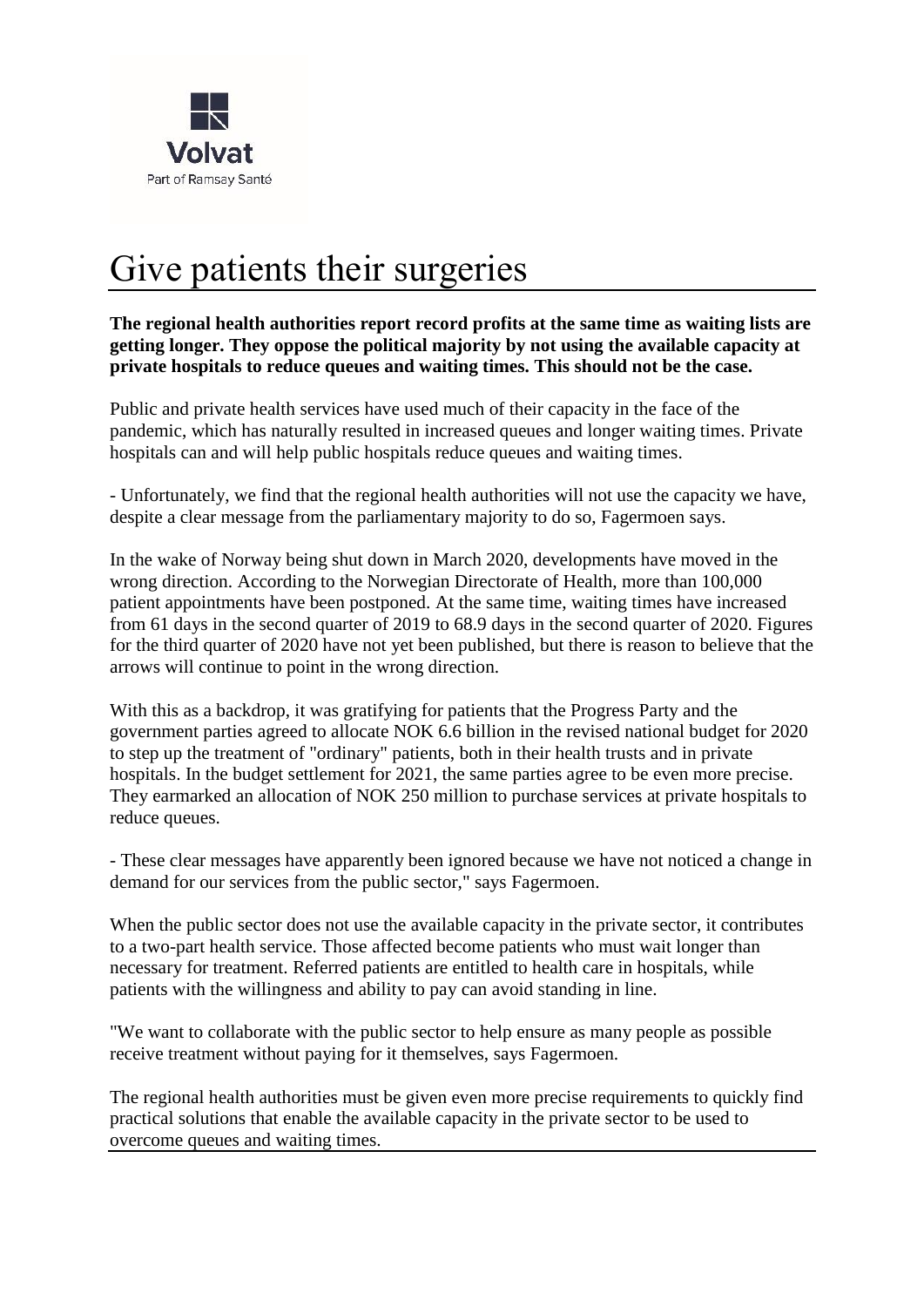Volvat
Part of Ramsay Santé

# Give patients their surgeries

**The regional health authorities report record profits at the same time as waiting lists are getting longer. They oppose the political majority by not using the available capacity at private hospitals to reduce queues and waiting times. This should not be the case.**

Public and private health services have used much of their capacity in the face of the pandemic, which has naturally resulted in increased queues and longer waiting times. Private hospitals can and will help public hospitals reduce queues and waiting times.

- Unfortunately, we find that the regional health authorities will not use the capacity we have, despite a clear message from the parliamentary majority to do so, Fagermoen says.

In the wake of Norway being shut down in March 2020, developments have moved in the wrong direction. According to the Norwegian Directorate of Health, more than 100,000 patient appointments have been postponed. At the same time, waiting times have increased from 61 days in the second quarter of 2019 to 68.9 days in the second quarter of 2020. Figures for the third quarter of 2020 have not yet been published, but there is reason to believe that the arrows will continue to point in the wrong direction.

With this as a backdrop, it was gratifying for patients that the Progress Party and the government parties agreed to allocate NOK 6.6 billion in the revised national budget for 2020 to step up the treatment of "ordinary" patients, both in their health trusts and in private hospitals. In the budget settlement for 2021, the same parties agree to be even more precise. They earmarked an allocation of NOK 250 million to purchase services at private hospitals to reduce queues.

- These clear messages have apparently been ignored because we have not noticed a change in demand for our services from the public sector," says Fagermoen.

When the public sector does not use the available capacity in the private sector, it contributes to a two-part health service. Those affected become patients who must wait longer than necessary for treatment. Referred patients are entitled to health care in hospitals, while patients with the willingness and ability to pay can avoid standing in line.

"We want to collaborate with the public sector to help ensure as many people as possible receive treatment without paying for it themselves, says Fagermoen.

The regional health authorities must be given even more precise requirements to quickly find practical solutions that enable the available capacity in the private sector to be used to overcome queues and waiting times.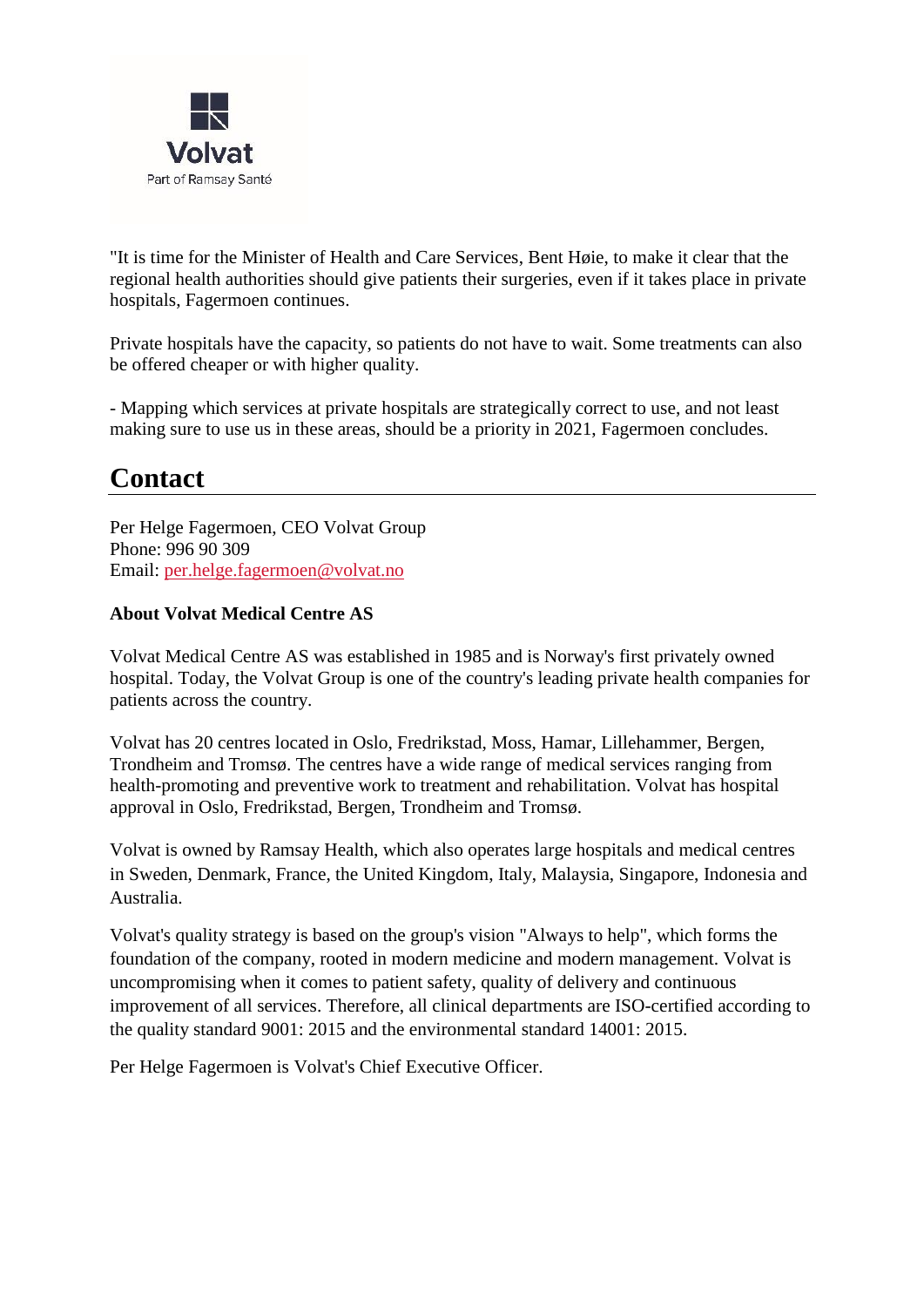"It is time for the Minister of Health and Care Services, Bent Høie, to make it clear that the regional health authorities should give patients their surgeries, even if it takes place in private hospitals, Fagermoen continues.

Private hospitals have the capacity, so patients do not have to wait. Some treatments can also be offered cheaper or with higher quality.

- Mapping which services at private hospitals are strategically correct to use, and not least making sure to use us in these areas, should be a priority in 2021, Fagermoen concludes.

## Contact

Per Helge Fagermoen, CEO Volvat Group
Phone: 996 90 309
Email: per.helge.fagermoen@volvat.no

**About Volvat Medical Centre AS**

Volvat Medical Centre AS was established in 1985 and is Norway's first privately owned hospital. Today, the Volvat Group is one of the country's leading private health companies for patients across the country.

Volvat has 20 centres located in Oslo, Fredrikstad, Moss, Hamar, Lillehammer, Bergen, Trondheim and Tromsø. The centres have a wide range of medical services ranging from health-promoting and preventive work to treatment and rehabilitation. Volvat has hospital approval in Oslo, Fredrikstad, Bergen, Trondheim and Tromsø.

Volvat is owned by Ramsay Health, which also operates large hospitals and medical centres in Sweden, Denmark, France, the United Kingdom, Italy, Malaysia, Singapore, Indonesia and Australia.

Volvat's quality strategy is based on the group's vision "Always to help", which forms the foundation of the company, rooted in modern medicine and modern management. Volvat is uncompromising when it comes to patient safety, quality of delivery and continuous improvement of all services. Therefore, all clinical departments are ISO-certified according to the quality standard 9001: 2015 and the environmental standard 14001: 2015.

Per Helge Fagermoen is Volvat's Chief Executive Officer.